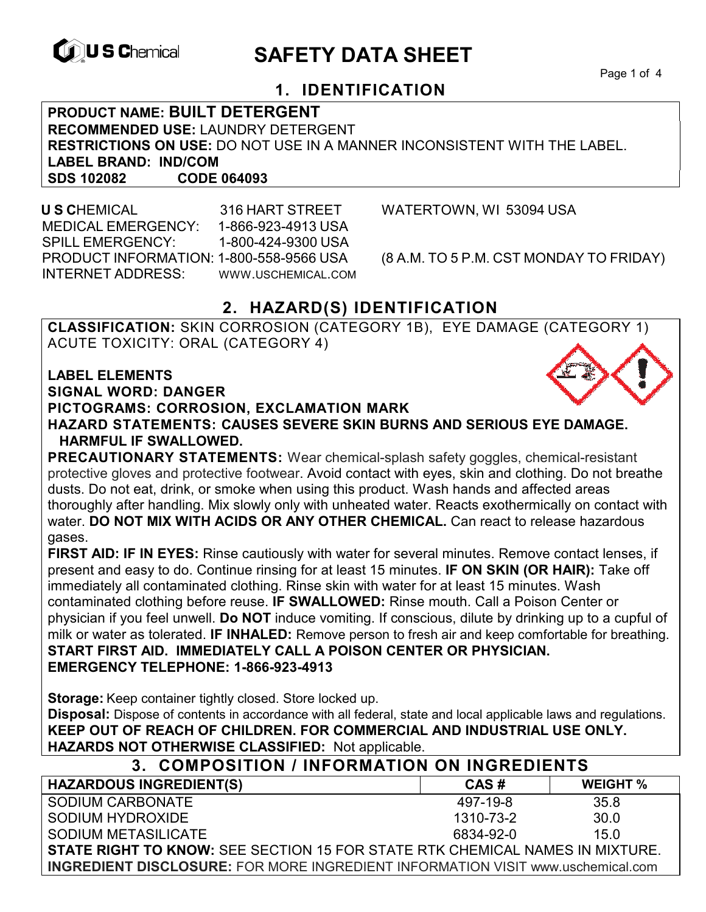U S Chemical

# SAFETY DATA SHEET

## 1. IDENTIFICATION

**PRODUCT NAME: BUILT DETERGENT**
**RECOMMENDED USE:** LAUNDRY DETERGENT
**RESTRICTIONS ON USE:** DO NOT USE IN A MANNER INCONSISTENT WITH THE LABEL.
**LABEL BRAND: IND/COM**
**SDS 102082 CODE 064093**

**U S C**HEMICAL 316 HART STREET WATERTOWN, WI 53094 USA
MEDICAL EMERGENCY: 1-866-923-4913 USA
SPILL EMERGENCY: 1-800-424-9300 USA
PRODUCT INFORMATION: 1-800-558-9566 USA (8 A.M. TO 5 P.M. CST MONDAY TO FRIDAY)
INTERNET ADDRESS: WWW.USCHEMICAL.COM

## 2. HAZARD(S) IDENTIFICATION

**CLASSIFICATION:** SKIN CORROSION (CATEGORY 1B), EYE DAMAGE (CATEGORY 1) ACUTE TOXICITY: ORAL (CATEGORY 4)

**LABEL ELEMENTS**
**SIGNAL WORD: DANGER**
**PICTOGRAMS: CORROSION, EXCLAMATION MARK**
**HAZARD STATEMENTS: CAUSES SEVERE SKIN BURNS AND SERIOUS EYE DAMAGE. HARMFUL IF SWALLOWED.**

**PRECAUTIONARY STATEMENTS:** Wear chemical-splash safety goggles, chemical-resistant protective gloves and protective footwear. Avoid contact with eyes, skin and clothing. Do not breathe dusts. Do not eat, drink, or smoke when using this product. Wash hands and affected areas thoroughly after handling. Mix slowly only with unheated water. Reacts exothermically on contact with water. **DO NOT MIX WITH ACIDS OR ANY OTHER CHEMICAL.** Can react to release hazardous gases.

**FIRST AID: IF IN EYES:** Rinse cautiously with water for several minutes. Remove contact lenses, if present and easy to do. Continue rinsing for at least 15 minutes. **IF ON SKIN (OR HAIR):** Take off immediately all contaminated clothing. Rinse skin with water for at least 15 minutes. Wash contaminated clothing before reuse. **IF SWALLOWED:** Rinse mouth. Call a Poison Center or physician if you feel unwell. **Do NOT** induce vomiting. If conscious, dilute by drinking up to a cupful of milk or water as tolerated. **IF INHALED:** Remove person to fresh air and keep comfortable for breathing.
**START FIRST AID. IMMEDIATELY CALL A POISON CENTER OR PHYSICIAN.**
**EMERGENCY TELEPHONE: 1-866-923-4913**

**Storage:** Keep container tightly closed. Store locked up.
**Disposal:** Dispose of contents in accordance with all federal, state and local applicable laws and regulations.
**KEEP OUT OF REACH OF CHILDREN. FOR COMMERCIAL AND INDUSTRIAL USE ONLY.**
**HAZARDS NOT OTHERWISE CLASSIFIED:** Not applicable.

## 3. COMPOSITION / INFORMATION ON INGREDIENTS

| HAZARDOUS INGREDIENT(S) | CAS # | WEIGHT % |
|---|---|---|
| SODIUM CARBONATE | 497-19-8 | 35.8 |
| SODIUM HYDROXIDE | 1310-73-2 | 30.0 |
| SODIUM METASILICATE | 6834-92-0 | 15.0 |

**STATE RIGHT TO KNOW:** SEE SECTION 15 FOR STATE RTK CHEMICAL NAMES IN MIXTURE.
**INGREDIENT DISCLOSURE:** FOR MORE INGREDIENT INFORMATION VISIT www.uschemical.com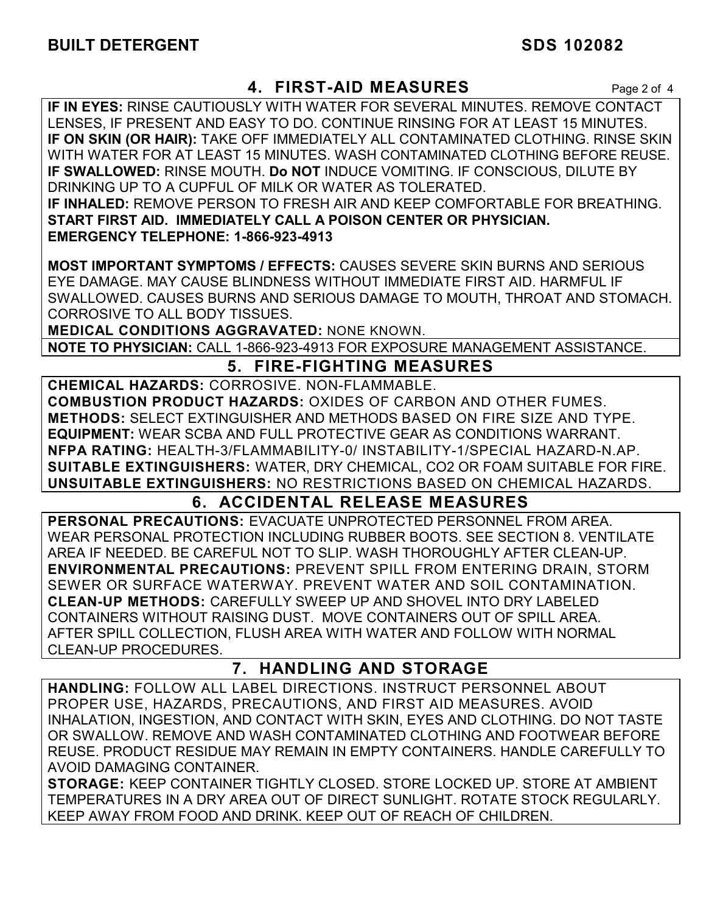## 4. FIRST-AID MEASURES

**IF IN EYES:** RINSE CAUTIOUSLY WITH WATER FOR SEVERAL MINUTES. REMOVE CONTACT LENSES, IF PRESENT AND EASY TO DO. CONTINUE RINSING FOR AT LEAST 15 MINUTES.
**IF ON SKIN (OR HAIR):** TAKE OFF IMMEDIATELY ALL CONTAMINATED CLOTHING. RINSE SKIN WITH WATER FOR AT LEAST 15 MINUTES. WASH CONTAMINATED CLOTHING BEFORE REUSE.
**IF SWALLOWED:** RINSE MOUTH. **Do NOT** INDUCE VOMITING. IF CONSCIOUS, DILUTE BY DRINKING UP TO A CUPFUL OF MILK OR WATER AS TOLERATED.
**IF INHALED:** REMOVE PERSON TO FRESH AIR AND KEEP COMFORTABLE FOR BREATHING.
**START FIRST AID. IMMEDIATELY CALL A POISON CENTER OR PHYSICIAN.**
**EMERGENCY TELEPHONE: 1-866-923-4913**

**MOST IMPORTANT SYMPTOMS / EFFECTS:** CAUSES SEVERE SKIN BURNS AND SERIOUS EYE DAMAGE. MAY CAUSE BLINDNESS WITHOUT IMMEDIATE FIRST AID. HARMFUL IF SWALLOWED. CAUSES BURNS AND SERIOUS DAMAGE TO MOUTH, THROAT AND STOMACH. CORROSIVE TO ALL BODY TISSUES.
**MEDICAL CONDITIONS AGGRAVATED:** NONE KNOWN.

**NOTE TO PHYSICIAN:** CALL 1-866-923-4913 FOR EXPOSURE MANAGEMENT ASSISTANCE.

## 5. FIRE-FIGHTING MEASURES

**CHEMICAL HAZARDS:** CORROSIVE. NON-FLAMMABLE.
**COMBUSTION PRODUCT HAZARDS:** OXIDES OF CARBON AND OTHER FUMES.
**METHODS:** SELECT EXTINGUISHER AND METHODS BASED ON FIRE SIZE AND TYPE.
**EQUIPMENT:** WEAR SCBA AND FULL PROTECTIVE GEAR AS CONDITIONS WARRANT.
**NFPA RATING:** HEALTH-3/FLAMMABILITY-0/ INSTABILITY-1/SPECIAL HAZARD-N.AP.
**SUITABLE EXTINGUISHERS:** WATER, DRY CHEMICAL, CO2 OR FOAM SUITABLE FOR FIRE.
**UNSUITABLE EXTINGUISHERS:** NO RESTRICTIONS BASED ON CHEMICAL HAZARDS.

## 6. ACCIDENTAL RELEASE MEASURES

**PERSONAL PRECAUTIONS:** EVACUATE UNPROTECTED PERSONNEL FROM AREA. WEAR PERSONAL PROTECTION INCLUDING RUBBER BOOTS. SEE SECTION 8. VENTILATE AREA IF NEEDED. BE CAREFUL NOT TO SLIP. WASH THOROUGHLY AFTER CLEAN-UP.
**ENVIRONMENTAL PRECAUTIONS:** PREVENT SPILL FROM ENTERING DRAIN, STORM SEWER OR SURFACE WATERWAY. PREVENT WATER AND SOIL CONTAMINATION.
**CLEAN-UP METHODS:** CAREFULLY SWEEP UP AND SHOVEL INTO DRY LABELED CONTAINERS WITHOUT RAISING DUST. MOVE CONTAINERS OUT OF SPILL AREA. AFTER SPILL COLLECTION, FLUSH AREA WITH WATER AND FOLLOW WITH NORMAL CLEAN-UP PROCEDURES.

## 7. HANDLING AND STORAGE

**HANDLING:** FOLLOW ALL LABEL DIRECTIONS. INSTRUCT PERSONNEL ABOUT PROPER USE, HAZARDS, PRECAUTIONS, AND FIRST AID MEASURES. AVOID INHALATION, INGESTION, AND CONTACT WITH SKIN, EYES AND CLOTHING. DO NOT TASTE OR SWALLOW. REMOVE AND WASH CONTAMINATED CLOTHING AND FOOTWEAR BEFORE REUSE. PRODUCT RESIDUE MAY REMAIN IN EMPTY CONTAINERS. HANDLE CAREFULLY TO AVOID DAMAGING CONTAINER.
**STORAGE:** KEEP CONTAINER TIGHTLY CLOSED. STORE LOCKED UP. STORE AT AMBIENT TEMPERATURES IN A DRY AREA OUT OF DIRECT SUNLIGHT. ROTATE STOCK REGULARLY. KEEP AWAY FROM FOOD AND DRINK. KEEP OUT OF REACH OF CHILDREN.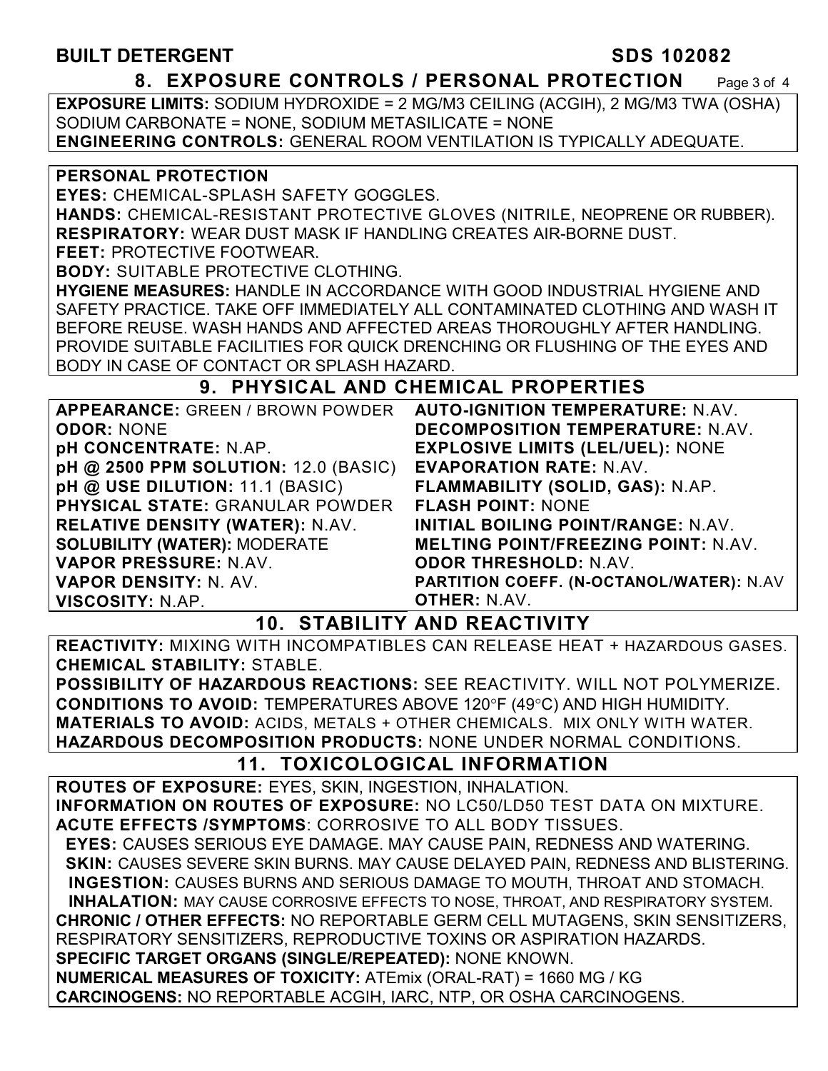## 8. EXPOSURE CONTROLS / PERSONAL PROTECTION

**EXPOSURE LIMITS:** SODIUM HYDROXIDE = 2 MG/M3 CEILING (ACGIH), 2 MG/M3 TWA (OSHA) SODIUM CARBONATE = NONE, SODIUM METASILICATE = NONE
**ENGINEERING CONTROLS:** GENERAL ROOM VENTILATION IS TYPICALLY ADEQUATE.

**PERSONAL PROTECTION**
**EYES:** CHEMICAL-SPLASH SAFETY GOGGLES.
**HANDS:** CHEMICAL-RESISTANT PROTECTIVE GLOVES (NITRILE, NEOPRENE OR RUBBER).
**RESPIRATORY:** WEAR DUST MASK IF HANDLING CREATES AIR-BORNE DUST.
**FEET:** PROTECTIVE FOOTWEAR.
**BODY:** SUITABLE PROTECTIVE CLOTHING.
**HYGIENE MEASURES:** HANDLE IN ACCORDANCE WITH GOOD INDUSTRIAL HYGIENE AND SAFETY PRACTICE. TAKE OFF IMMEDIATELY ALL CONTAMINATED CLOTHING AND WASH IT BEFORE REUSE. WASH HANDS AND AFFECTED AREAS THOROUGHLY AFTER HANDLING. PROVIDE SUITABLE FACILITIES FOR QUICK DRENCHING OR FLUSHING OF THE EYES AND BODY IN CASE OF CONTACT OR SPLASH HAZARD.

## 9. PHYSICAL AND CHEMICAL PROPERTIES

**APPEARANCE:** GREEN / BROWN POWDER
**ODOR:** NONE
**pH CONCENTRATE:** N.AP.
**pH @ 2500 PPM SOLUTION:** 12.0 (BASIC)
**pH @ USE DILUTION:** 11.1 (BASIC)
**PHYSICAL STATE:** GRANULAR POWDER
**RELATIVE DENSITY (WATER):** N.AV.
**SOLUBILITY (WATER):** MODERATE
**VAPOR PRESSURE:** N.AV.
**VAPOR DENSITY:** N. AV.
**VISCOSITY:** N.AP.
**AUTO-IGNITION TEMPERATURE:** N.AV.
**DECOMPOSITION TEMPERATURE:** N.AV.
**EXPLOSIVE LIMITS (LEL/UEL):** NONE
**EVAPORATION RATE:** N.AV.
**FLAMMABILITY (SOLID, GAS):** N.AP.
**FLASH POINT:** NONE
**INITIAL BOILING POINT/RANGE:** N.AV.
**MELTING POINT/FREEZING POINT:** N.AV.
**ODOR THRESHOLD:** N.AV.
**PARTITION COEFF. (N-OCTANOL/WATER):** N.AV
**OTHER:** N.AV.

## 10. STABILITY AND REACTIVITY

**REACTIVITY:** MIXING WITH INCOMPATIBLES CAN RELEASE HEAT + HAZARDOUS GASES.
**CHEMICAL STABILITY:** STABLE.
**POSSIBILITY OF HAZARDOUS REACTIONS:** SEE REACTIVITY. WILL NOT POLYMERIZE.
**CONDITIONS TO AVOID:** TEMPERATURES ABOVE 120°F (49°C) AND HIGH HUMIDITY.
**MATERIALS TO AVOID:** ACIDS, METALS + OTHER CHEMICALS. MIX ONLY WITH WATER.
**HAZARDOUS DECOMPOSITION PRODUCTS:** NONE UNDER NORMAL CONDITIONS.

## 11. TOXICOLOGICAL INFORMATION

**ROUTES OF EXPOSURE:** EYES, SKIN, INGESTION, INHALATION.
**INFORMATION ON ROUTES OF EXPOSURE:** NO LC50/LD50 TEST DATA ON MIXTURE.
**ACUTE EFFECTS /SYMPTOMS**: CORROSIVE TO ALL BODY TISSUES.
**EYES:** CAUSES SERIOUS EYE DAMAGE. MAY CAUSE PAIN, REDNESS AND WATERING.
**SKIN:** CAUSES SEVERE SKIN BURNS. MAY CAUSE DELAYED PAIN, REDNESS AND BLISTERING.
**INGESTION:** CAUSES BURNS AND SERIOUS DAMAGE TO MOUTH, THROAT AND STOMACH.
**INHALATION:** MAY CAUSE CORROSIVE EFFECTS TO NOSE, THROAT, AND RESPIRATORY SYSTEM.
**CHRONIC / OTHER EFFECTS:** NO REPORTABLE GERM CELL MUTAGENS, SKIN SENSITIZERS, RESPIRATORY SENSITIZERS, REPRODUCTIVE TOXINS OR ASPIRATION HAZARDS.
**SPECIFIC TARGET ORGANS (SINGLE/REPEATED):** NONE KNOWN.
**NUMERICAL MEASURES OF TOXICITY:** ATEmix (ORAL-RAT) = 1660 MG / KG
**CARCINOGENS:** NO REPORTABLE ACGIH, IARC, NTP, OR OSHA CARCINOGENS.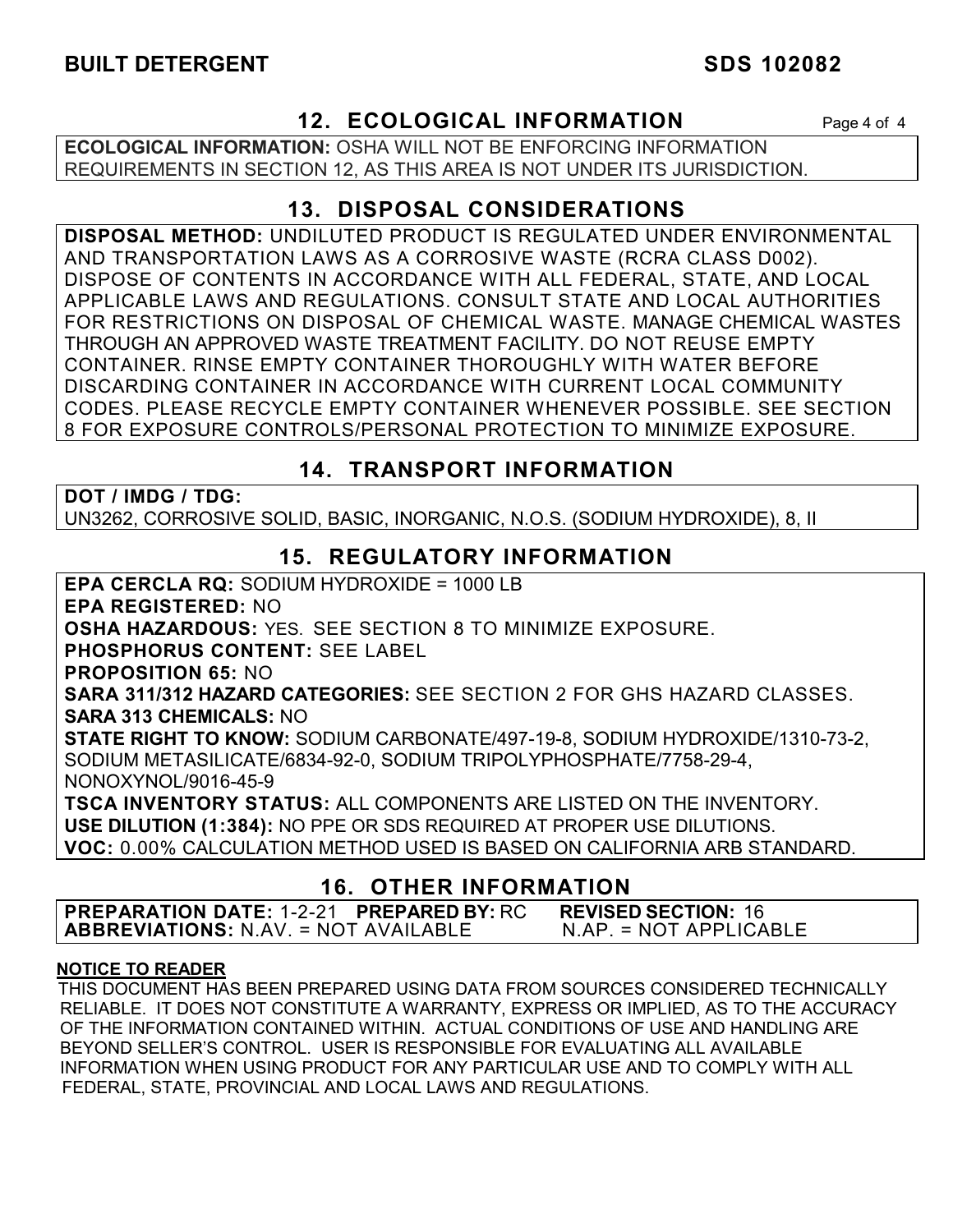## 12. ECOLOGICAL INFORMATION

**ECOLOGICAL INFORMATION:** OSHA WILL NOT BE ENFORCING INFORMATION REQUIREMENTS IN SECTION 12, AS THIS AREA IS NOT UNDER ITS JURISDICTION.

## 13. DISPOSAL CONSIDERATIONS

**DISPOSAL METHOD:** UNDILUTED PRODUCT IS REGULATED UNDER ENVIRONMENTAL AND TRANSPORTATION LAWS AS A CORROSIVE WASTE (RCRA CLASS D002). DISPOSE OF CONTENTS IN ACCORDANCE WITH ALL FEDERAL, STATE, AND LOCAL APPLICABLE LAWS AND REGULATIONS. CONSULT STATE AND LOCAL AUTHORITIES FOR RESTRICTIONS ON DISPOSAL OF CHEMICAL WASTE. MANAGE CHEMICAL WASTES THROUGH AN APPROVED WASTE TREATMENT FACILITY. DO NOT REUSE EMPTY CONTAINER. RINSE EMPTY CONTAINER THOROUGHLY WITH WATER BEFORE DISCARDING CONTAINER IN ACCORDANCE WITH CURRENT LOCAL COMMUNITY CODES. PLEASE RECYCLE EMPTY CONTAINER WHENEVER POSSIBLE. SEE SECTION 8 FOR EXPOSURE CONTROLS/PERSONAL PROTECTION TO MINIMIZE EXPOSURE.

## 14. TRANSPORT INFORMATION

**DOT / IMDG / TDG:**
UN3262, CORROSIVE SOLID, BASIC, INORGANIC, N.O.S. (SODIUM HYDROXIDE), 8, II

## 15. REGULATORY INFORMATION

**EPA CERCLA RQ:** SODIUM HYDROXIDE = 1000 LB
**EPA REGISTERED:** NO
**OSHA HAZARDOUS:** YES. SEE SECTION 8 TO MINIMIZE EXPOSURE.
**PHOSPHORUS CONTENT:** SEE LABEL
**PROPOSITION 65:** NO
**SARA 311/312 HAZARD CATEGORIES:** SEE SECTION 2 FOR GHS HAZARD CLASSES.
**SARA 313 CHEMICALS:** NO
**STATE RIGHT TO KNOW:** SODIUM CARBONATE/497-19-8, SODIUM HYDROXIDE/1310-73-2, SODIUM METASILICATE/6834-92-0, SODIUM TRIPOLYPHOSPHATE/7758-29-4, NONOXYNOL/9016-45-9
**TSCA INVENTORY STATUS:** ALL COMPONENTS ARE LISTED ON THE INVENTORY.
**USE DILUTION (1:384):** NO PPE OR SDS REQUIRED AT PROPER USE DILUTIONS.
**VOC:** 0.00% CALCULATION METHOD USED IS BASED ON CALIFORNIA ARB STANDARD.

## 16. OTHER INFORMATION

**PREPARATION DATE:** 1-2-21 **PREPARED BY:** RC **REVISED SECTION:** 16
**ABBREVIATIONS:** N.AV. = NOT AVAILABLE N.AP. = NOT APPLICABLE

**NOTICE TO READER**

THIS DOCUMENT HAS BEEN PREPARED USING DATA FROM SOURCES CONSIDERED TECHNICALLY RELIABLE. IT DOES NOT CONSTITUTE A WARRANTY, EXPRESS OR IMPLIED, AS TO THE ACCURACY OF THE INFORMATION CONTAINED WITHIN. ACTUAL CONDITIONS OF USE AND HANDLING ARE BEYOND SELLER'S CONTROL. USER IS RESPONSIBLE FOR EVALUATING ALL AVAILABLE INFORMATION WHEN USING PRODUCT FOR ANY PARTICULAR USE AND TO COMPLY WITH ALL FEDERAL, STATE, PROVINCIAL AND LOCAL LAWS AND REGULATIONS.